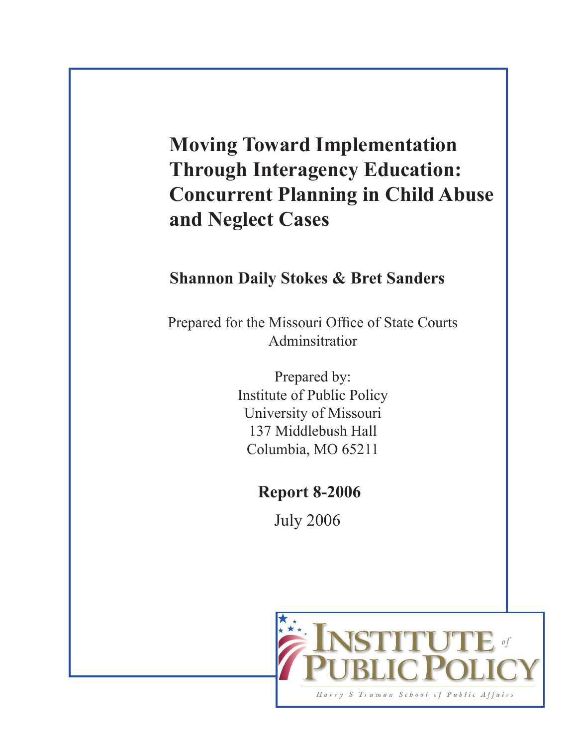# Moving Toward Implementation Through Interagency Education: Concurrent Planning in Child Abuse and Neglect Cases

**Shannon Daily Stokes & Bret Sanders**

Prepared for the Missouri Office of State Courts Adminsitratior

Prepared by:
Institute of Public Policy
University of Missouri
137 Middlebush Hall
Columbia, MO 65211

**Report 8-2006**

July 2006

INSTITUTE of PUBLIC POLICY

Harry S Truman School of Public Affairs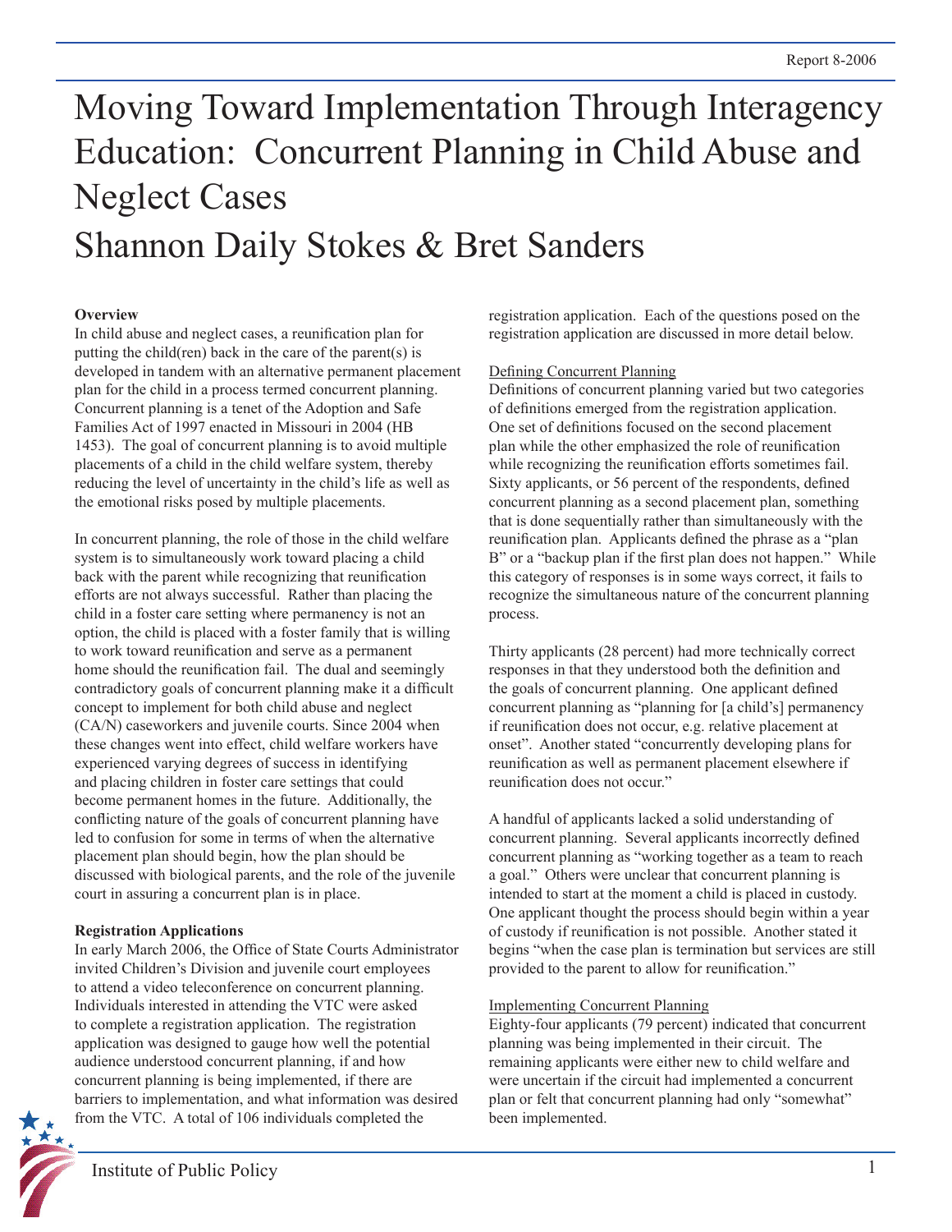Report 8-2006

# Moving Toward Implementation Through Interagency Education: Concurrent Planning in Child Abuse and Neglect Cases

# Shannon Daily Stokes & Bret Sanders

**Overview**

In child abuse and neglect cases, a reunification plan for putting the child(ren) back in the care of the parent(s) is developed in tandem with an alternative permanent placement plan for the child in a process termed concurrent planning. Concurrent planning is a tenet of the Adoption and Safe Families Act of 1997 enacted in Missouri in 2004 (HB 1453). The goal of concurrent planning is to avoid multiple placements of a child in the child welfare system, thereby reducing the level of uncertainty in the child's life as well as the emotional risks posed by multiple placements.

In concurrent planning, the role of those in the child welfare system is to simultaneously work toward placing a child back with the parent while recognizing that reunification efforts are not always successful. Rather than placing the child in a foster care setting where permanency is not an option, the child is placed with a foster family that is willing to work toward reunification and serve as a permanent home should the reunification fail. The dual and seemingly contradictory goals of concurrent planning make it a difficult concept to implement for both child abuse and neglect (CA/N) caseworkers and juvenile courts. Since 2004 when these changes went into effect, child welfare workers have experienced varying degrees of success in identifying and placing children in foster care settings that could become permanent homes in the future. Additionally, the conflicting nature of the goals of concurrent planning have led to confusion for some in terms of when the alternative placement plan should begin, how the plan should be discussed with biological parents, and the role of the juvenile court in assuring a concurrent plan is in place.

**Registration Applications**

In early March 2006, the Office of State Courts Administrator invited Children's Division and juvenile court employees to attend a video teleconference on concurrent planning. Individuals interested in attending the VTC were asked to complete a registration application. The registration application was designed to gauge how well the potential audience understood concurrent planning, if and how concurrent planning is being implemented, if there are barriers to implementation, and what information was desired from the VTC. A total of 106 individuals completed the registration application. Each of the questions posed on the registration application are discussed in more detail below.

Defining Concurrent Planning

Definitions of concurrent planning varied but two categories of definitions emerged from the registration application. One set of definitions focused on the second placement plan while the other emphasized the role of reunification while recognizing the reunification efforts sometimes fail. Sixty applicants, or 56 percent of the respondents, defined concurrent planning as a second placement plan, something that is done sequentially rather than simultaneously with the reunification plan. Applicants defined the phrase as a "plan B" or a "backup plan if the first plan does not happen." While this category of responses is in some ways correct, it fails to recognize the simultaneous nature of the concurrent planning process.

Thirty applicants (28 percent) had more technically correct responses in that they understood both the definition and the goals of concurrent planning. One applicant defined concurrent planning as "planning for [a child's] permanency if reunification does not occur, e.g. relative placement at onset". Another stated "concurrently developing plans for reunification as well as permanent placement elsewhere if reunification does not occur."

A handful of applicants lacked a solid understanding of concurrent planning. Several applicants incorrectly defined concurrent planning as "working together as a team to reach a goal." Others were unclear that concurrent planning is intended to start at the moment a child is placed in custody. One applicant thought the process should begin within a year of custody if reunification is not possible. Another stated it begins "when the case plan is termination but services are still provided to the parent to allow for reunification."

Implementing Concurrent Planning

Eighty-four applicants (79 percent) indicated that concurrent planning was being implemented in their circuit. The remaining applicants were either new to child welfare and were uncertain if the circuit had implemented a concurrent plan or felt that concurrent planning had only "somewhat" been implemented.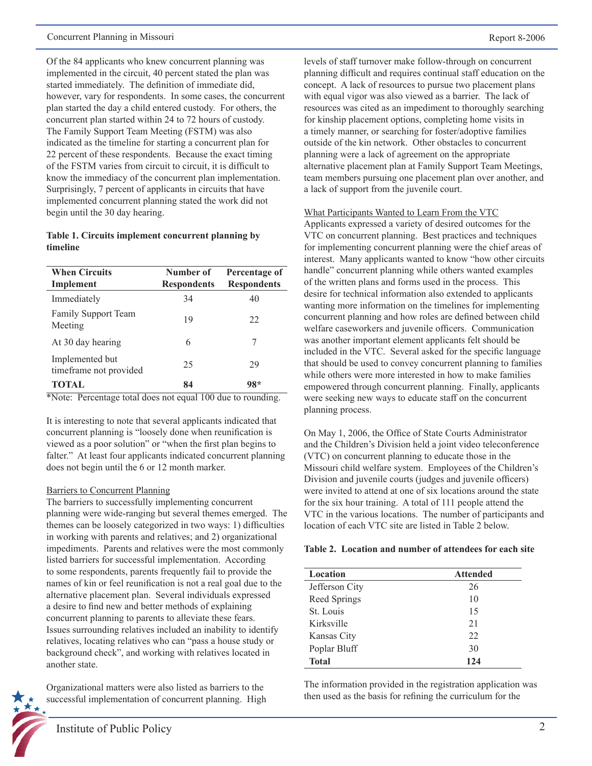Of the 84 applicants who knew concurrent planning was implemented in the circuit, 40 percent stated the plan was started immediately. The definition of immediate did, however, vary for respondents. In some cases, the concurrent plan started the day a child entered custody. For others, the concurrent plan started within 24 to 72 hours of custody. The Family Support Team Meeting (FSTM) was also indicated as the timeline for starting a concurrent plan for 22 percent of these respondents. Because the exact timing of the FSTM varies from circuit to circuit, it is difficult to know the immediacy of the concurrent plan implementation. Surprisingly, 7 percent of applicants in circuits that have implemented concurrent planning stated the work did not begin until the 30 day hearing.

**Table 1. Circuits implement concurrent planning by timeline**

| When Circuits Implement | Number of Respondents | Percentage of Respondents |
|---|---|---|
| Immediately | 34 | 40 |
| Family Support Team Meeting | 19 | 22 |
| At 30 day hearing | 6 | 7 |
| Implemented but timeframe not provided | 25 | 29 |
| **TOTAL** | **84** | **98*** |

*Note: Percentage total does not equal 100 due to rounding.

It is interesting to note that several applicants indicated that concurrent planning is "loosely done when reunification is viewed as a poor solution" or "when the first plan begins to falter." At least four applicants indicated concurrent planning does not begin until the 6 or 12 month marker.

Barriers to Concurrent Planning

The barriers to successfully implementing concurrent planning were wide-ranging but several themes emerged. The themes can be loosely categorized in two ways: 1) difficulties in working with parents and relatives; and 2) organizational impediments. Parents and relatives were the most commonly listed barriers for successful implementation. According to some respondents, parents frequently fail to provide the names of kin or feel reunification is not a real goal due to the alternative placement plan. Several individuals expressed a desire to find new and better methods of explaining concurrent planning to parents to alleviate these fears. Issues surrounding relatives included an inability to identify relatives, locating relatives who can "pass a house study or background check", and working with relatives located in another state.

Organizational matters were also listed as barriers to the successful implementation of concurrent planning. High levels of staff turnover make follow-through on concurrent planning difficult and requires continual staff education on the concept. A lack of resources to pursue two placement plans with equal vigor was also viewed as a barrier. The lack of resources was cited as an impediment to thoroughly searching for kinship placement options, completing home visits in a timely manner, or searching for foster/adoptive families outside of the kin network. Other obstacles to concurrent planning were a lack of agreement on the appropriate alternative placement plan at Family Support Team Meetings, team members pursuing one placement plan over another, and a lack of support from the juvenile court.

What Participants Wanted to Learn From the VTC

Applicants expressed a variety of desired outcomes for the VTC on concurrent planning. Best practices and techniques for implementing concurrent planning were the chief areas of interest. Many applicants wanted to know "how other circuits handle" concurrent planning while others wanted examples of the written plans and forms used in the process. This desire for technical information also extended to applicants wanting more information on the timelines for implementing concurrent planning and how roles are defined between child welfare caseworkers and juvenile officers. Communication was another important element applicants felt should be included in the VTC. Several asked for the specific language that should be used to convey concurrent planning to families while others were more interested in how to make families empowered through concurrent planning. Finally, applicants were seeking new ways to educate staff on the concurrent planning process.

On May 1, 2006, the Office of State Courts Administrator and the Children's Division held a joint video teleconference (VTC) on concurrent planning to educate those in the Missouri child welfare system. Employees of the Children's Division and juvenile courts (judges and juvenile officers) were invited to attend at one of six locations around the state for the six hour training. A total of 111 people attend the VTC in the various locations. The number of participants and location of each VTC site are listed in Table 2 below.

**Table 2. Location and number of attendees for each site**

| Location | Attended |
|---|---|
| Jefferson City | 26 |
| Reed Springs | 10 |
| St. Louis | 15 |
| Kirksville | 21 |
| Kansas City | 22 |
| Poplar Bluff | 30 |
| **Total** | **124** |

The information provided in the registration application was then used as the basis for refining the curriculum for the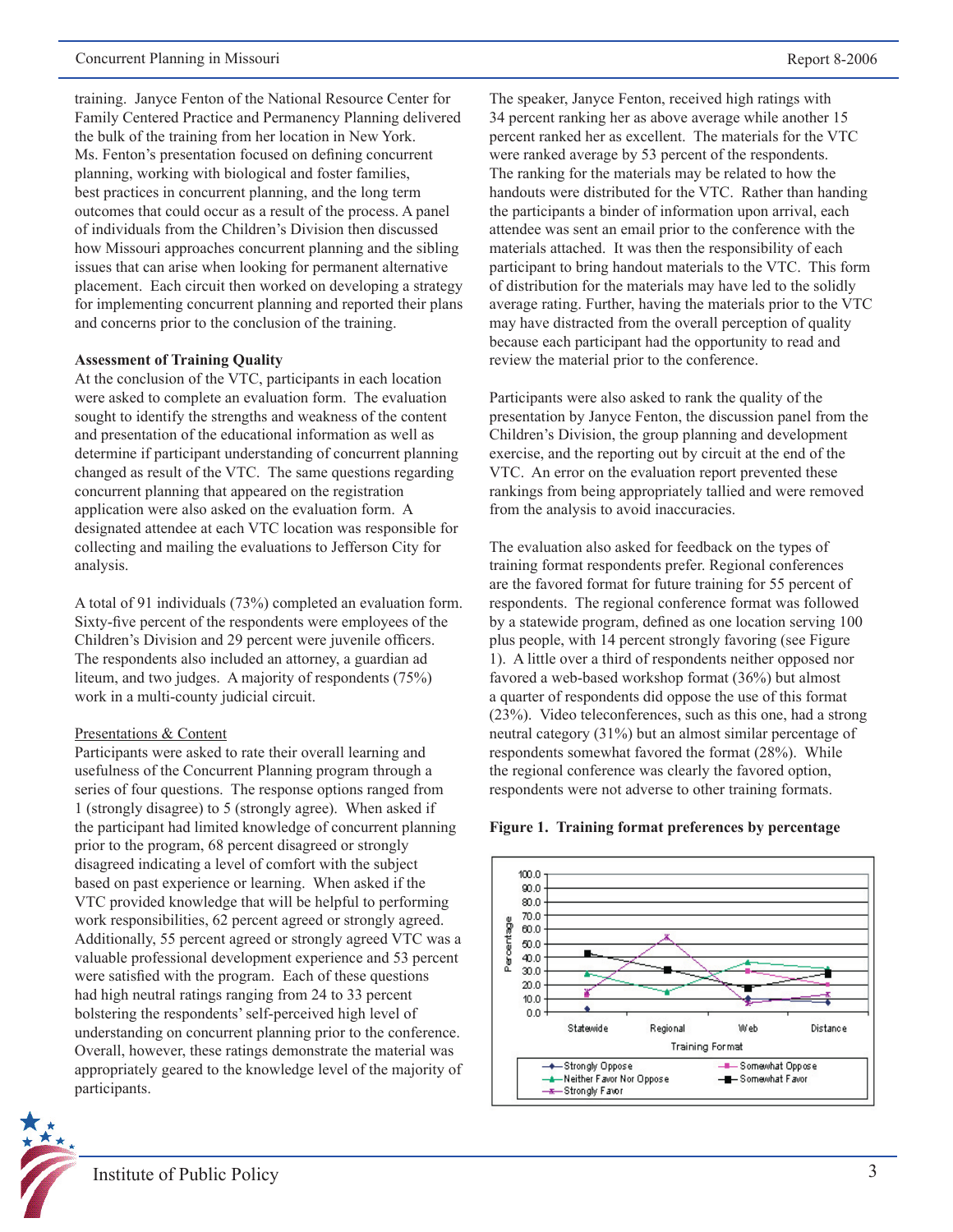training. Janyce Fenton of the National Resource Center for Family Centered Practice and Permanency Planning delivered the bulk of the training from her location in New York. Ms. Fenton's presentation focused on defining concurrent planning, working with biological and foster families, best practices in concurrent planning, and the long term outcomes that could occur as a result of the process. A panel of individuals from the Children's Division then discussed how Missouri approaches concurrent planning and the sibling issues that can arise when looking for permanent alternative placement. Each circuit then worked on developing a strategy for implementing concurrent planning and reported their plans and concerns prior to the conclusion of the training.

**Assessment of Training Quality**

At the conclusion of the VTC, participants in each location were asked to complete an evaluation form. The evaluation sought to identify the strengths and weakness of the content and presentation of the educational information as well as determine if participant understanding of concurrent planning changed as result of the VTC. The same questions regarding concurrent planning that appeared on the registration application were also asked on the evaluation form. A designated attendee at each VTC location was responsible for collecting and mailing the evaluations to Jefferson City for analysis.

A total of 91 individuals (73%) completed an evaluation form. Sixty-five percent of the respondents were employees of the Children's Division and 29 percent were juvenile officers. The respondents also included an attorney, a guardian ad liteum, and two judges. A majority of respondents (75%) work in a multi-county judicial circuit.

Presentations & Content

Participants were asked to rate their overall learning and usefulness of the Concurrent Planning program through a series of four questions. The response options ranged from 1 (strongly disagree) to 5 (strongly agree). When asked if the participant had limited knowledge of concurrent planning prior to the program, 68 percent disagreed or strongly disagreed indicating a level of comfort with the subject based on past experience or learning. When asked if the VTC provided knowledge that will be helpful to performing work responsibilities, 62 percent agreed or strongly agreed. Additionally, 55 percent agreed or strongly agreed VTC was a valuable professional development experience and 53 percent were satisfied with the program. Each of these questions had high neutral ratings ranging from 24 to 33 percent bolstering the respondents' self-perceived high level of understanding on concurrent planning prior to the conference. Overall, however, these ratings demonstrate the material was appropriately geared to the knowledge level of the majority of participants.

The speaker, Janyce Fenton, received high ratings with 34 percent ranking her as above average while another 15 percent ranked her as excellent. The materials for the VTC were ranked average by 53 percent of the respondents. The ranking for the materials may be related to how the handouts were distributed for the VTC. Rather than handing the participants a binder of information upon arrival, each attendee was sent an email prior to the conference with the materials attached. It was then the responsibility of each participant to bring handout materials to the VTC. This form of distribution for the materials may have led to the solidly average rating. Further, having the materials prior to the VTC may have distracted from the overall perception of quality because each participant had the opportunity to read and review the material prior to the conference.

Participants were also asked to rank the quality of the presentation by Janyce Fenton, the discussion panel from the Children's Division, the group planning and development exercise, and the reporting out by circuit at the end of the VTC. An error on the evaluation report prevented these rankings from being appropriately tallied and were removed from the analysis to avoid inaccuracies.

The evaluation also asked for feedback on the types of training format respondents prefer. Regional conferences are the favored format for future training for 55 percent of respondents. The regional conference format was followed by a statewide program, defined as one location serving 100 plus people, with 14 percent strongly favoring (see Figure 1). A little over a third of respondents neither opposed nor favored a web-based workshop format (36%) but almost a quarter of respondents did oppose the use of this format (23%). Video teleconferences, such as this one, had a strong neutral category (31%) but an almost similar percentage of respondents somewhat favored the format (28%). While the regional conference was clearly the favored option, respondents were not adverse to other training formats.

**Figure 1. Training format preferences by percentage**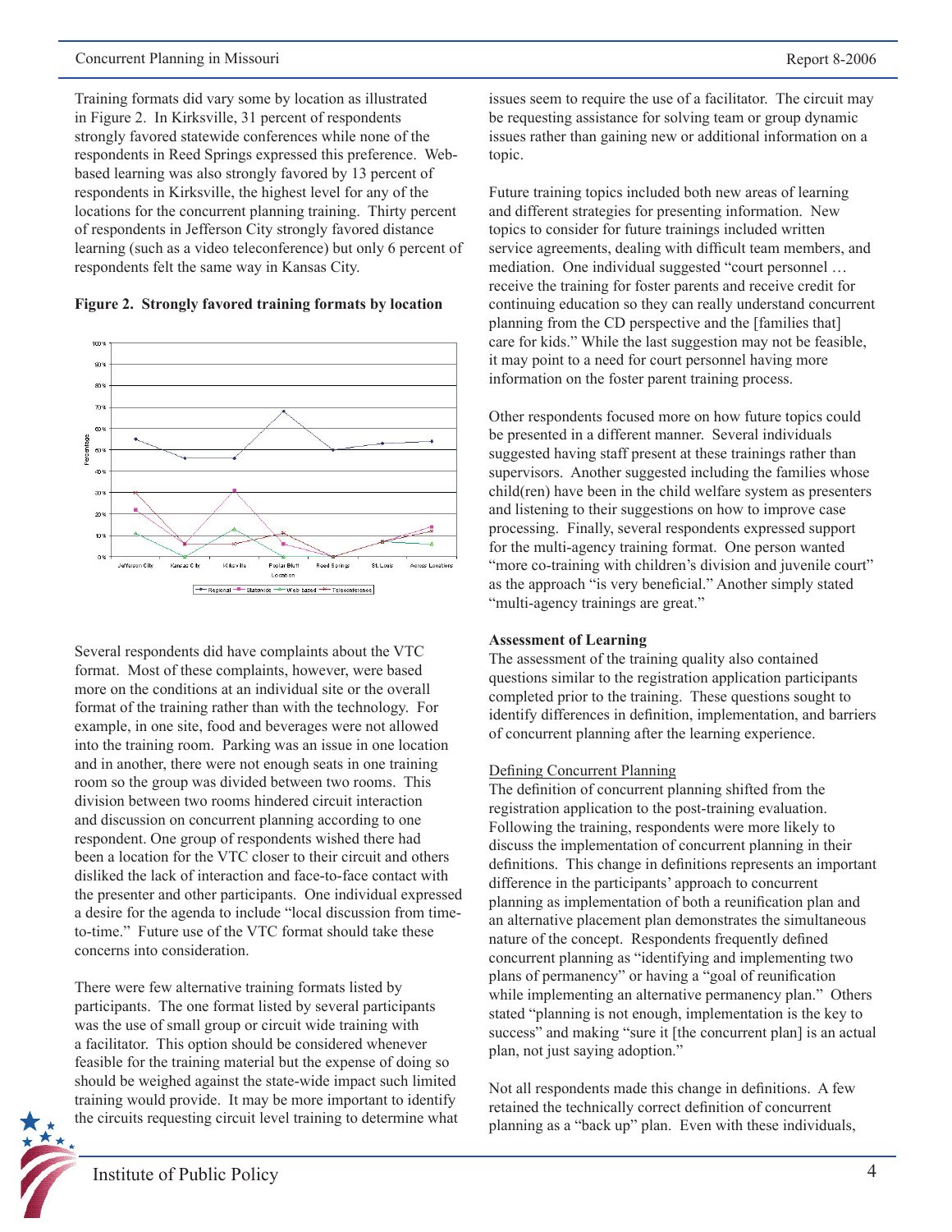Training formats did vary some by location as illustrated in Figure 2. In Kirksville, 31 percent of respondents strongly favored statewide conferences while none of the respondents in Reed Springs expressed this preference. Web-based learning was also strongly favored by 13 percent of respondents in Kirksville, the highest level for any of the locations for the concurrent planning training. Thirty percent of respondents in Jefferson City strongly favored distance learning (such as a video teleconference) but only 6 percent of respondents felt the same way in Kansas City.

**Figure 2. Strongly favored training formats by location**

Several respondents did have complaints about the VTC format. Most of these complaints, however, were based more on the conditions at an individual site or the overall format of the training rather than with the technology. For example, in one site, food and beverages were not allowed into the training room. Parking was an issue in one location and in another, there were not enough seats in one training room so the group was divided between two rooms. This division between two rooms hindered circuit interaction and discussion on concurrent planning according to one respondent. One group of respondents wished there had been a location for the VTC closer to their circuit and others disliked the lack of interaction and face-to-face contact with the presenter and other participants. One individual expressed a desire for the agenda to include "local discussion from time-to-time." Future use of the VTC format should take these concerns into consideration.

There were few alternative training formats listed by participants. The one format listed by several participants was the use of small group or circuit wide training with a facilitator. This option should be considered whenever feasible for the training material but the expense of doing so should be weighed against the state-wide impact such limited training would provide. It may be more important to identify the circuits requesting circuit level training to determine what issues seem to require the use of a facilitator. The circuit may be requesting assistance for solving team or group dynamic issues rather than gaining new or additional information on a topic.

Future training topics included both new areas of learning and different strategies for presenting information. New topics to consider for future trainings included written service agreements, dealing with difficult team members, and mediation. One individual suggested "court personnel … receive the training for foster parents and receive credit for continuing education so they can really understand concurrent planning from the CD perspective and the [families that] care for kids." While the last suggestion may not be feasible, it may point to a need for court personnel having more information on the foster parent training process.

Other respondents focused more on how future topics could be presented in a different manner. Several individuals suggested having staff present at these trainings rather than supervisors. Another suggested including the families whose child(ren) have been in the child welfare system as presenters and listening to their suggestions on how to improve case processing. Finally, several respondents expressed support for the multi-agency training format. One person wanted "more co-training with children's division and juvenile court" as the approach "is very beneficial." Another simply stated "multi-agency trainings are great."

**Assessment of Learning**

The assessment of the training quality also contained questions similar to the registration application participants completed prior to the training. These questions sought to identify differences in definition, implementation, and barriers of concurrent planning after the learning experience.

Defining Concurrent Planning

The definition of concurrent planning shifted from the registration application to the post-training evaluation. Following the training, respondents were more likely to discuss the implementation of concurrent planning in their definitions. This change in definitions represents an important difference in the participants' approach to concurrent planning as implementation of both a reunification plan and an alternative placement plan demonstrates the simultaneous nature of the concept. Respondents frequently defined concurrent planning as "identifying and implementing two plans of permanency" or having a "goal of reunification while implementing an alternative permanency plan." Others stated "planning is not enough, implementation is the key to success" and making "sure it [the concurrent plan] is an actual plan, not just saying adoption."

Not all respondents made this change in definitions. A few retained the technically correct definition of concurrent planning as a "back up" plan. Even with these individuals,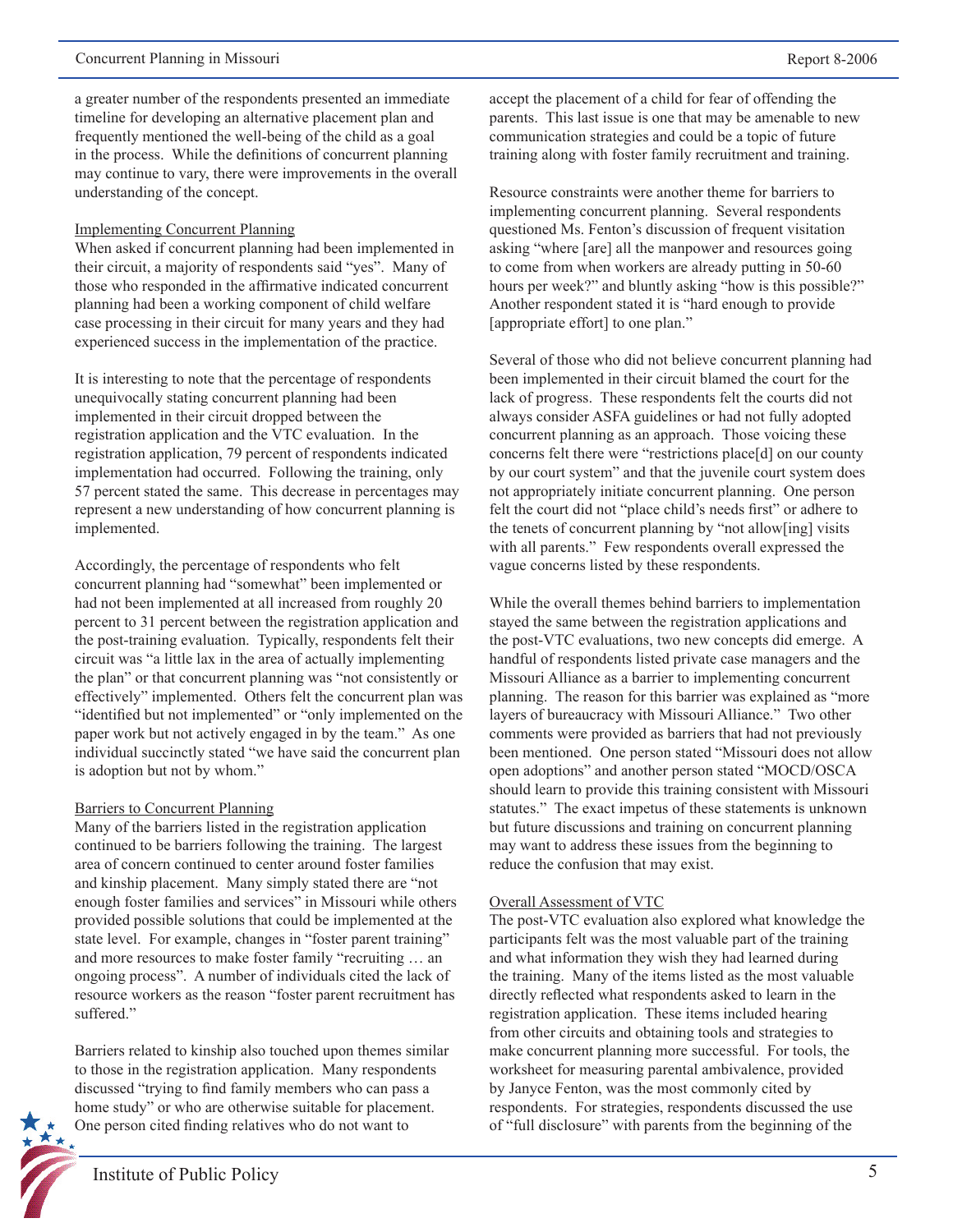a greater number of the respondents presented an immediate timeline for developing an alternative placement plan and frequently mentioned the well-being of the child as a goal in the process. While the definitions of concurrent planning may continue to vary, there were improvements in the overall understanding of the concept.

Implementing Concurrent Planning

When asked if concurrent planning had been implemented in their circuit, a majority of respondents said "yes". Many of those who responded in the affirmative indicated concurrent planning had been a working component of child welfare case processing in their circuit for many years and they had experienced success in the implementation of the practice.

It is interesting to note that the percentage of respondents unequivocally stating concurrent planning had been implemented in their circuit dropped between the registration application and the VTC evaluation. In the registration application, 79 percent of respondents indicated implementation had occurred. Following the training, only 57 percent stated the same. This decrease in percentages may represent a new understanding of how concurrent planning is implemented.

Accordingly, the percentage of respondents who felt concurrent planning had "somewhat" been implemented or had not been implemented at all increased from roughly 20 percent to 31 percent between the registration application and the post-training evaluation. Typically, respondents felt their circuit was "a little lax in the area of actually implementing the plan" or that concurrent planning was "not consistently or effectively" implemented. Others felt the concurrent plan was "identified but not implemented" or "only implemented on the paper work but not actively engaged in by the team." As one individual succinctly stated "we have said the concurrent plan is adoption but not by whom."

Barriers to Concurrent Planning

Many of the barriers listed in the registration application continued to be barriers following the training. The largest area of concern continued to center around foster families and kinship placement. Many simply stated there are "not enough foster families and services" in Missouri while others provided possible solutions that could be implemented at the state level. For example, changes in "foster parent training" and more resources to make foster family "recruiting … an ongoing process". A number of individuals cited the lack of resource workers as the reason "foster parent recruitment has suffered."

Barriers related to kinship also touched upon themes similar to those in the registration application. Many respondents discussed "trying to find family members who can pass a home study" or who are otherwise suitable for placement. One person cited finding relatives who do not want to accept the placement of a child for fear of offending the parents. This last issue is one that may be amenable to new communication strategies and could be a topic of future training along with foster family recruitment and training.

Resource constraints were another theme for barriers to implementing concurrent planning. Several respondents questioned Ms. Fenton's discussion of frequent visitation asking "where [are] all the manpower and resources going to come from when workers are already putting in 50-60 hours per week?" and bluntly asking "how is this possible?" Another respondent stated it is "hard enough to provide [appropriate effort] to one plan."

Several of those who did not believe concurrent planning had been implemented in their circuit blamed the court for the lack of progress. These respondents felt the courts did not always consider ASFA guidelines or had not fully adopted concurrent planning as an approach. Those voicing these concerns felt there were "restrictions place[d] on our county by our court system" and that the juvenile court system does not appropriately initiate concurrent planning. One person felt the court did not "place child's needs first" or adhere to the tenets of concurrent planning by "not allow[ing] visits with all parents." Few respondents overall expressed the vague concerns listed by these respondents.

While the overall themes behind barriers to implementation stayed the same between the registration applications and the post-VTC evaluations, two new concepts did emerge. A handful of respondents listed private case managers and the Missouri Alliance as a barrier to implementing concurrent planning. The reason for this barrier was explained as "more layers of bureaucracy with Missouri Alliance." Two other comments were provided as barriers that had not previously been mentioned. One person stated "Missouri does not allow open adoptions" and another person stated "MOCD/OSCA should learn to provide this training consistent with Missouri statutes." The exact impetus of these statements is unknown but future discussions and training on concurrent planning may want to address these issues from the beginning to reduce the confusion that may exist.

Overall Assessment of VTC

The post-VTC evaluation also explored what knowledge the participants felt was the most valuable part of the training and what information they wish they had learned during the training. Many of the items listed as the most valuable directly reflected what respondents asked to learn in the registration application. These items included hearing from other circuits and obtaining tools and strategies to make concurrent planning more successful. For tools, the worksheet for measuring parental ambivalence, provided by Janyce Fenton, was the most commonly cited by respondents. For strategies, respondents discussed the use of "full disclosure" with parents from the beginning of the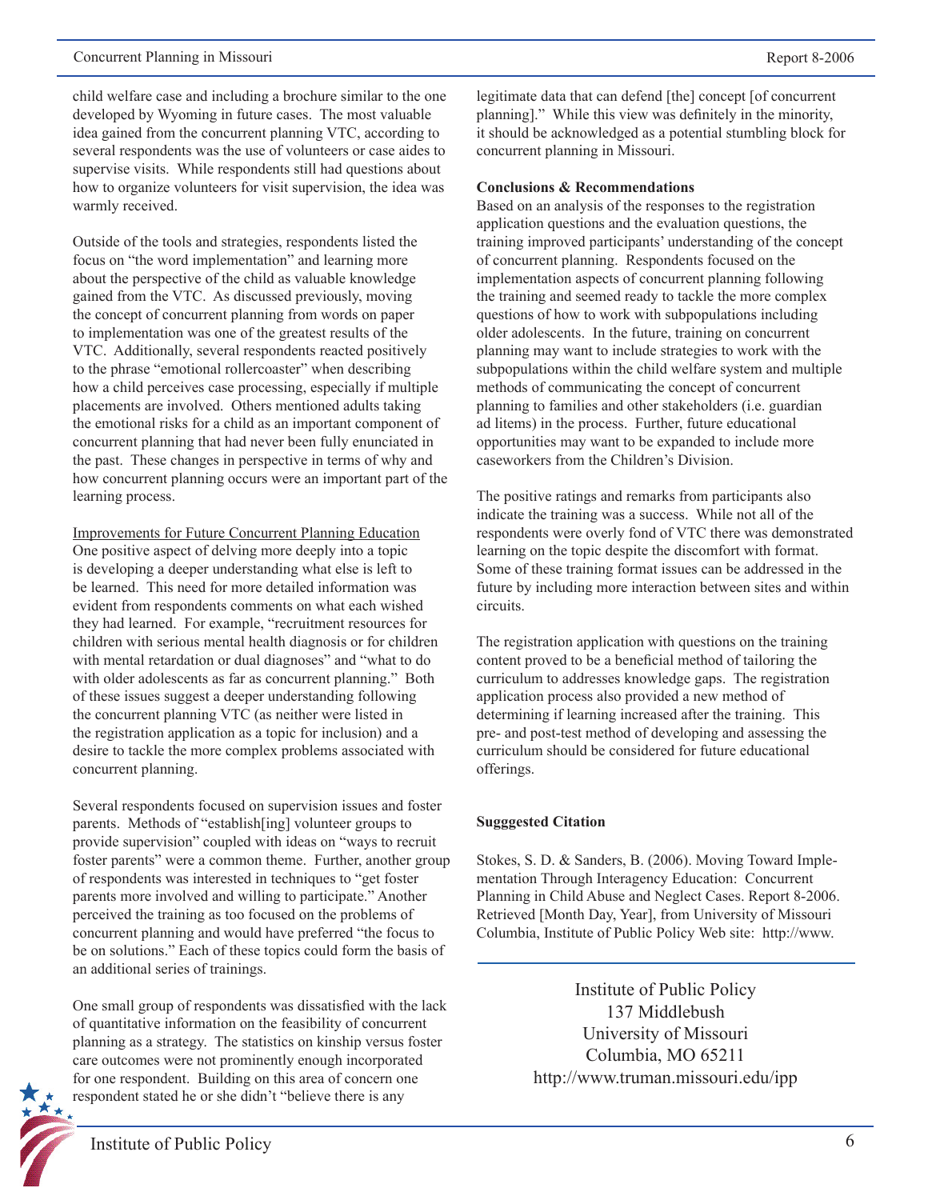child welfare case and including a brochure similar to the one developed by Wyoming in future cases. The most valuable idea gained from the concurrent planning VTC, according to several respondents was the use of volunteers or case aides to supervise visits. While respondents still had questions about how to organize volunteers for visit supervision, the idea was warmly received.

Outside of the tools and strategies, respondents listed the focus on "the word implementation" and learning more about the perspective of the child as valuable knowledge gained from the VTC. As discussed previously, moving the concept of concurrent planning from words on paper to implementation was one of the greatest results of the VTC. Additionally, several respondents reacted positively to the phrase "emotional rollercoaster" when describing how a child perceives case processing, especially if multiple placements are involved. Others mentioned adults taking the emotional risks for a child as an important component of concurrent planning that had never been fully enunciated in the past. These changes in perspective in terms of why and how concurrent planning occurs were an important part of the learning process.

Improvements for Future Concurrent Planning Education

One positive aspect of delving more deeply into a topic is developing a deeper understanding what else is left to be learned. This need for more detailed information was evident from respondents comments on what each wished they had learned. For example, "recruitment resources for children with serious mental health diagnosis or for children with mental retardation or dual diagnoses" and "what to do with older adolescents as far as concurrent planning." Both of these issues suggest a deeper understanding following the concurrent planning VTC (as neither were listed in the registration application as a topic for inclusion) and a desire to tackle the more complex problems associated with concurrent planning.

Several respondents focused on supervision issues and foster parents. Methods of "establish[ing] volunteer groups to provide supervision" coupled with ideas on "ways to recruit foster parents" were a common theme. Further, another group of respondents was interested in techniques to "get foster parents more involved and willing to participate." Another perceived the training as too focused on the problems of concurrent planning and would have preferred "the focus to be on solutions." Each of these topics could form the basis of an additional series of trainings.

One small group of respondents was dissatisfied with the lack of quantitative information on the feasibility of concurrent planning as a strategy. The statistics on kinship versus foster care outcomes were not prominently enough incorporated for one respondent. Building on this area of concern one respondent stated he or she didn't "believe there is any legitimate data that can defend [the] concept [of concurrent planning]." While this view was definitely in the minority, it should be acknowledged as a potential stumbling block for concurrent planning in Missouri.

**Conclusions & Recommendations**

Based on an analysis of the responses to the registration application questions and the evaluation questions, the training improved participants' understanding of the concept of concurrent planning. Respondents focused on the implementation aspects of concurrent planning following the training and seemed ready to tackle the more complex questions of how to work with subpopulations including older adolescents. In the future, training on concurrent planning may want to include strategies to work with the subpopulations within the child welfare system and multiple methods of communicating the concept of concurrent planning to families and other stakeholders (i.e. guardian ad litems) in the process. Further, future educational opportunities may want to be expanded to include more caseworkers from the Children's Division.

The positive ratings and remarks from participants also indicate the training was a success. While not all of the respondents were overly fond of VTC there was demonstrated learning on the topic despite the discomfort with format. Some of these training format issues can be addressed in the future by including more interaction between sites and within circuits.

The registration application with questions on the training content proved to be a beneficial method of tailoring the curriculum to addresses knowledge gaps. The registration application process also provided a new method of determining if learning increased after the training. This pre- and post-test method of developing and assessing the curriculum should be considered for future educational offerings.

**Sugggested Citation**

Stokes, S. D. & Sanders, B. (2006). Moving Toward Implementation Through Interagency Education: Concurrent Planning in Child Abuse and Neglect Cases. Report 8-2006. Retrieved [Month Day, Year], from University of Missouri Columbia, Institute of Public Policy Web site: http://www.

Institute of Public Policy
137 Middlebush
University of Missouri
Columbia, MO 65211
http://www.truman.missouri.edu/ipp